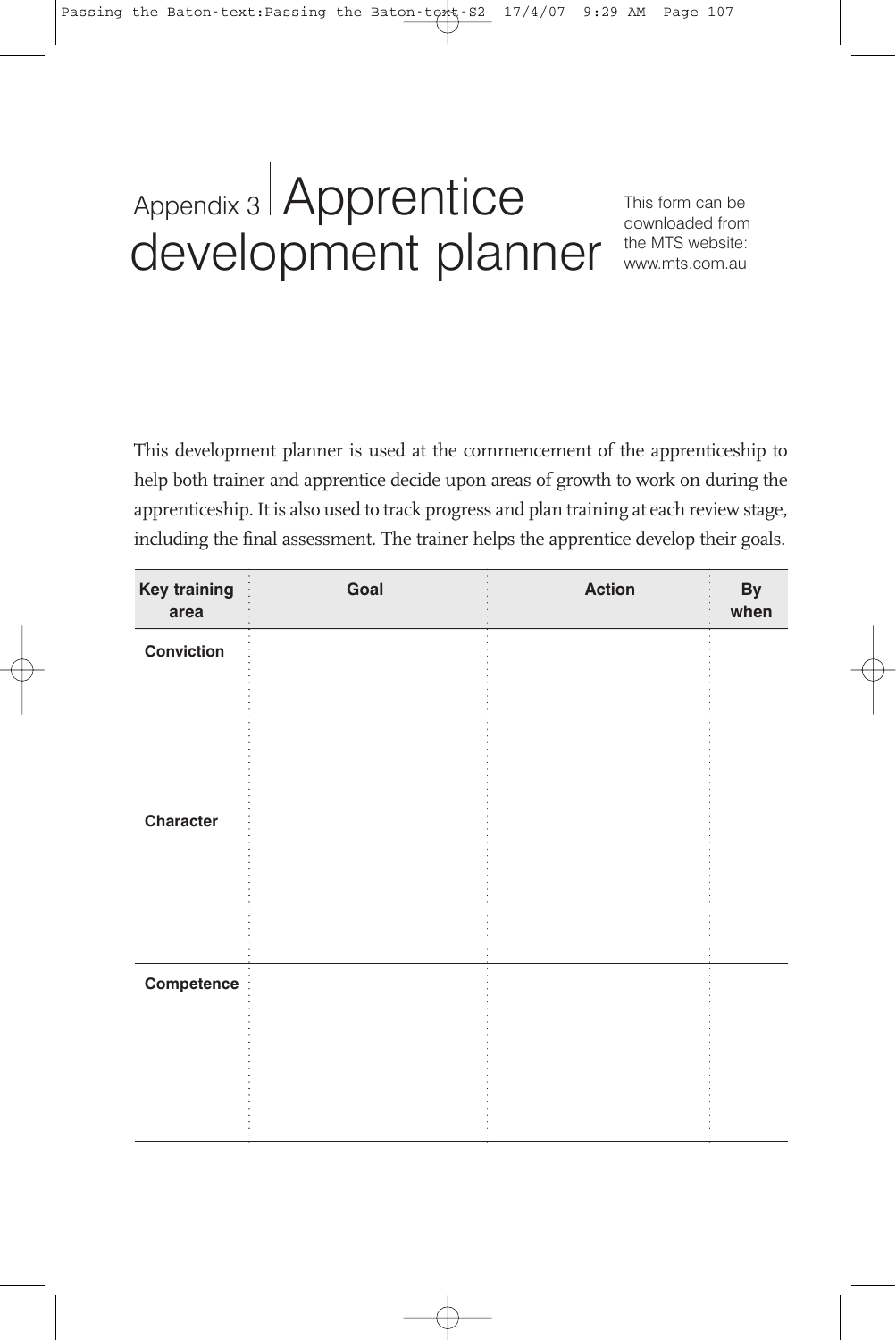# Appendix 3 Apprentice development planner

This form can be downloaded from the MTS website: www.mts.com.au

This development planner is used at the commencement of the apprenticeship to help both trainer and apprentice decide upon areas of growth to work on during the apprenticeship. It is also used to track progress and plan training at each review stage, including the final assessment. The trainer helps the apprentice develop their goals.

| Key training area | Goal | Action | By when |
| --- | --- | --- | --- |
| **Conviction** | | | |
| **Character** | | | |
| **Competence** | | | |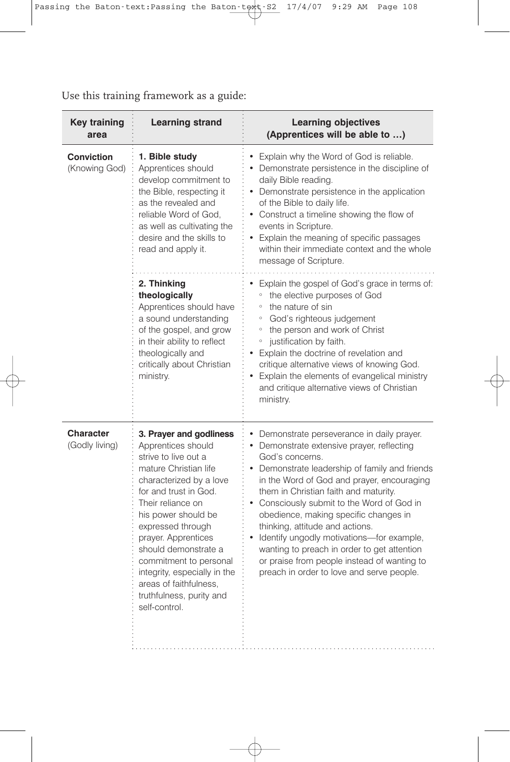Use this training framework as a guide:

| Key training area | Learning strand | Learning objectives (Apprentices will be able to …) |
|---|---|---|
| **Conviction** (Knowing God) | **1. Bible study** Apprentices should develop commitment to the Bible, respecting it as the revealed and reliable Word of God, as well as cultivating the desire and the skills to read and apply it. | • Explain why the Word of God is reliable.<br>• Demonstrate persistence in the discipline of daily Bible reading.<br>• Demonstrate persistence in the application of the Bible to daily life.<br>• Construct a timeline showing the flow of events in Scripture.<br>• Explain the meaning of specific passages within their immediate context and the whole message of Scripture. |
| | **2. Thinking theologically** Apprentices should have a sound understanding of the gospel, and grow in their ability to reflect theologically and critically about Christian ministry. | • Explain the gospel of God's grace in terms of:<br>◦ the elective purposes of God<br>◦ the nature of sin<br>◦ God's righteous judgement<br>◦ the person and work of Christ<br>◦ justification by faith.<br>• Explain the doctrine of revelation and critique alternative views of knowing God.<br>• Explain the elements of evangelical ministry and critique alternative views of Christian ministry. |
| **Character** (Godly living) | **3. Prayer and godliness** Apprentices should strive to live out a mature Christian life characterized by a love for and trust in God. Their reliance on his power should be expressed through prayer. Apprentices should demonstrate a commitment to personal integrity, especially in the areas of faithfulness, truthfulness, purity and self-control. | • Demonstrate perseverance in daily prayer.<br>• Demonstrate extensive prayer, reflecting God's concerns.<br>• Demonstrate leadership of family and friends in the Word of God and prayer, encouraging them in Christian faith and maturity.<br>• Consciously submit to the Word of God in obedience, making specific changes in thinking, attitude and actions.<br>• Identify ungodly motivations—for example, wanting to preach in order to get attention or praise from people instead of wanting to preach in order to love and serve people. |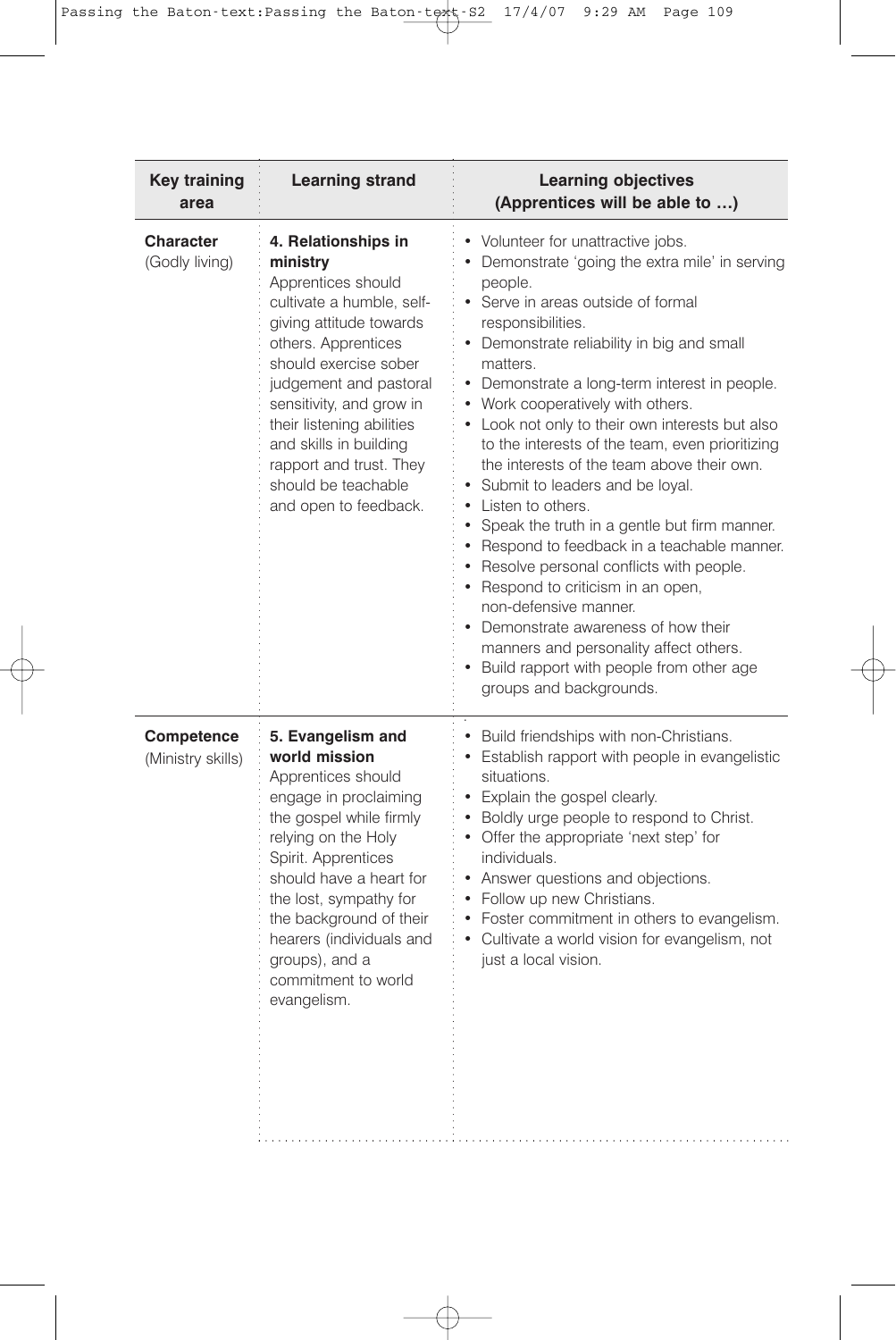| Key training area | Learning strand | Learning objectives (Apprentices will be able to …) |
|---|---|---|
| **Character** (Godly living) | **4. Relationships in ministry** Apprentices should cultivate a humble, self-giving attitude towards others. Apprentices should exercise sober judgement and pastoral sensitivity, and grow in their listening abilities and skills in building rapport and trust. They should be teachable and open to feedback. | • Volunteer for unattractive jobs.<br>• Demonstrate 'going the extra mile' in serving people.<br>• Serve in areas outside of formal responsibilities.<br>• Demonstrate reliability in big and small matters.<br>• Demonstrate a long-term interest in people.<br>• Work cooperatively with others.<br>• Look not only to their own interests but also to the interests of the team, even prioritizing the interests of the team above their own.<br>• Submit to leaders and be loyal.<br>• Listen to others.<br>• Speak the truth in a gentle but firm manner.<br>• Respond to feedback in a teachable manner.<br>• Resolve personal conflicts with people.<br>• Respond to criticism in an open, non-defensive manner.<br>• Demonstrate awareness of how their manners and personality affect others.<br>• Build rapport with people from other age groups and backgrounds. |
| **Competence** (Ministry skills) | **5. Evangelism and world mission** Apprentices should engage in proclaiming the gospel while firmly relying on the Holy Spirit. Apprentices should have a heart for the lost, sympathy for the background of their hearers (individuals and groups), and a commitment to world evangelism. | • Build friendships with non-Christians.<br>• Establish rapport with people in evangelistic situations.<br>• Explain the gospel clearly.<br>• Boldly urge people to respond to Christ.<br>• Offer the appropriate 'next step' for individuals.<br>• Answer questions and objections.<br>• Follow up new Christians.<br>• Foster commitment in others to evangelism.<br>• Cultivate a world vision for evangelism, not just a local vision. |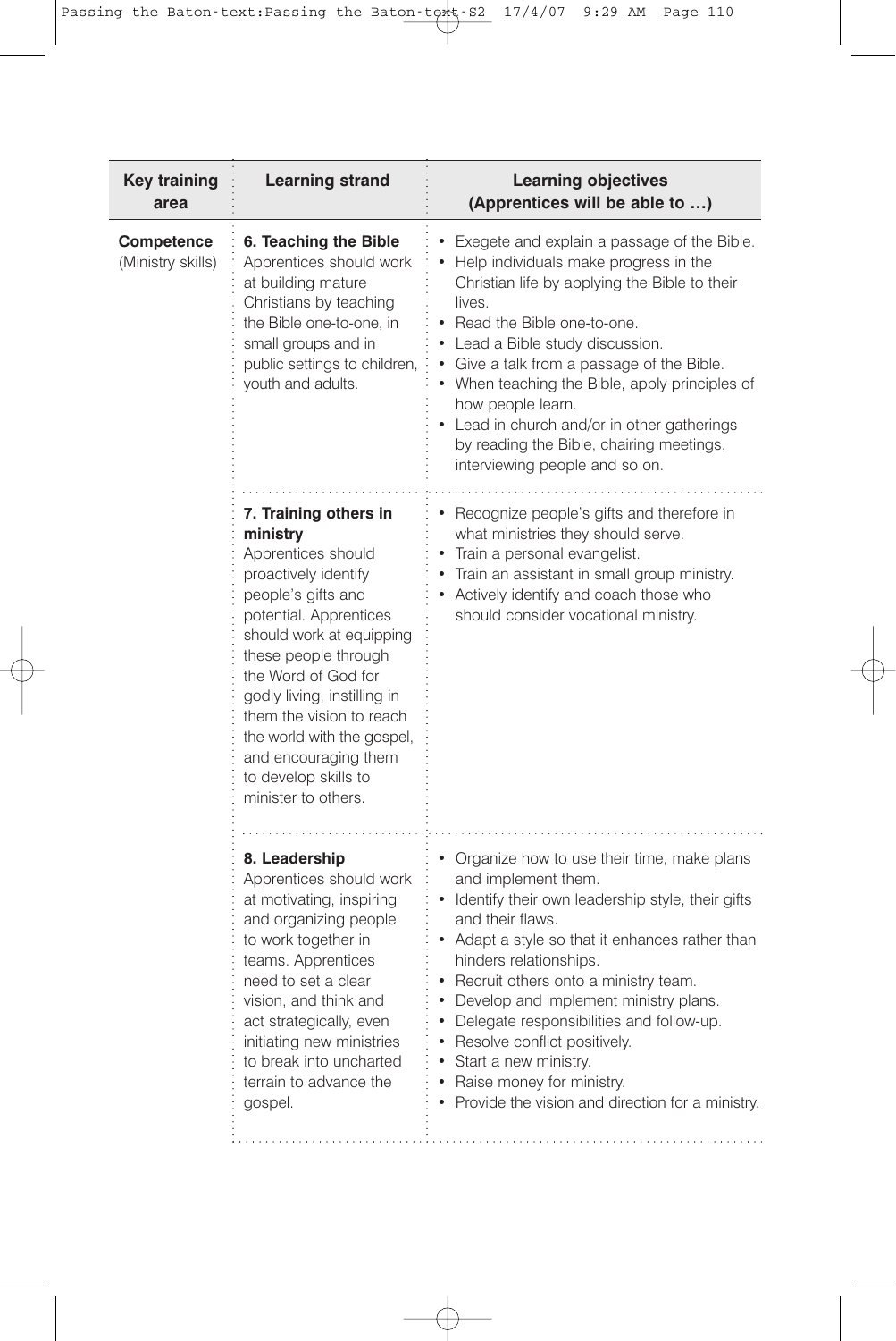| Key training area | Learning strand | Learning objectives (Apprentices will be able to …) |
|---|---|---|
| **Competence** (Ministry skills) | **6. Teaching the Bible** Apprentices should work at building mature Christians by teaching the Bible one-to-one, in small groups and in public settings to children, youth and adults. | • Exegete and explain a passage of the Bible.<br>• Help individuals make progress in the Christian life by applying the Bible to their lives.<br>• Read the Bible one-to-one.<br>• Lead a Bible study discussion.<br>• Give a talk from a passage of the Bible.<br>• When teaching the Bible, apply principles of how people learn.<br>• Lead in church and/or in other gatherings by reading the Bible, chairing meetings, interviewing people and so on. |
| | **7. Training others in ministry** Apprentices should proactively identify people's gifts and potential. Apprentices should work at equipping these people through the Word of God for godly living, instilling in them the vision to reach the world with the gospel, and encouraging them to develop skills to minister to others. | • Recognize people's gifts and therefore in what ministries they should serve.<br>• Train a personal evangelist.<br>• Train an assistant in small group ministry.<br>• Actively identify and coach those who should consider vocational ministry. |
| | **8. Leadership** Apprentices should work at motivating, inspiring and organizing people to work together in teams. Apprentices need to set a clear vision, and think and act strategically, even initiating new ministries to break into uncharted terrain to advance the gospel. | • Organize how to use their time, make plans and implement them.<br>• Identify their own leadership style, their gifts and their flaws.<br>• Adapt a style so that it enhances rather than hinders relationships.<br>• Recruit others onto a ministry team.<br>• Develop and implement ministry plans.<br>• Delegate responsibilities and follow-up.<br>• Resolve conflict positively.<br>• Start a new ministry.<br>• Raise money for ministry.<br>• Provide the vision and direction for a ministry. |